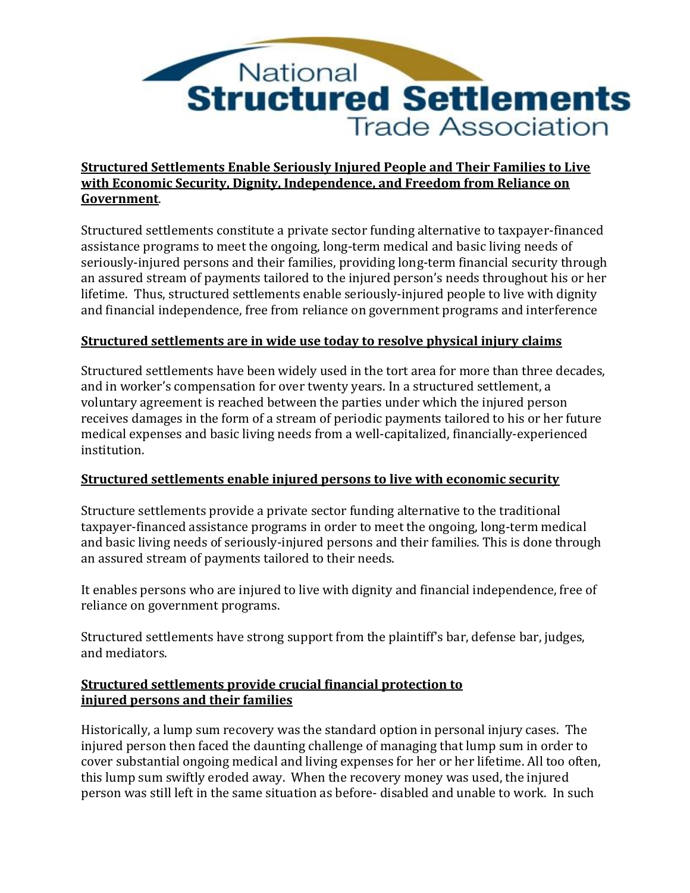National
**Structured Settlements**
Trade Association

**<u>Structured Settlements Enable Seriously Injured People and Their Families to Live with Economic Security, Dignity, Independence, and Freedom from Reliance on Government</u>**.

Structured settlements constitute a private sector funding alternative to taxpayer-financed assistance programs to meet the ongoing, long-term medical and basic living needs of seriously-injured persons and their families, providing long-term financial security through an assured stream of payments tailored to the injured person's needs throughout his or her lifetime. Thus, structured settlements enable seriously-injured people to live with dignity and financial independence, free from reliance on government programs and interference

**<u>Structured settlements are in wide use today to resolve physical injury claims</u>**

Structured settlements have been widely used in the tort area for more than three decades, and in worker's compensation for over twenty years. In a structured settlement, a voluntary agreement is reached between the parties under which the injured person receives damages in the form of a stream of periodic payments tailored to his or her future medical expenses and basic living needs from a well-capitalized, financially-experienced institution.

**<u>Structured settlements enable injured persons to live with economic security</u>**

Structure settlements provide a private sector funding alternative to the traditional taxpayer-financed assistance programs in order to meet the ongoing, long-term medical and basic living needs of seriously-injured persons and their families. This is done through an assured stream of payments tailored to their needs.

It enables persons who are injured to live with dignity and financial independence, free of reliance on government programs.

Structured settlements have strong support from the plaintiff's bar, defense bar, judges, and mediators.

**<u>Structured settlements provide crucial financial protection to injured persons and their families</u>**

Historically, a lump sum recovery was the standard option in personal injury cases. The injured person then faced the daunting challenge of managing that lump sum in order to cover substantial ongoing medical and living expenses for her or her lifetime. All too often, this lump sum swiftly eroded away. When the recovery money was used, the injured person was still left in the same situation as before- disabled and unable to work. In such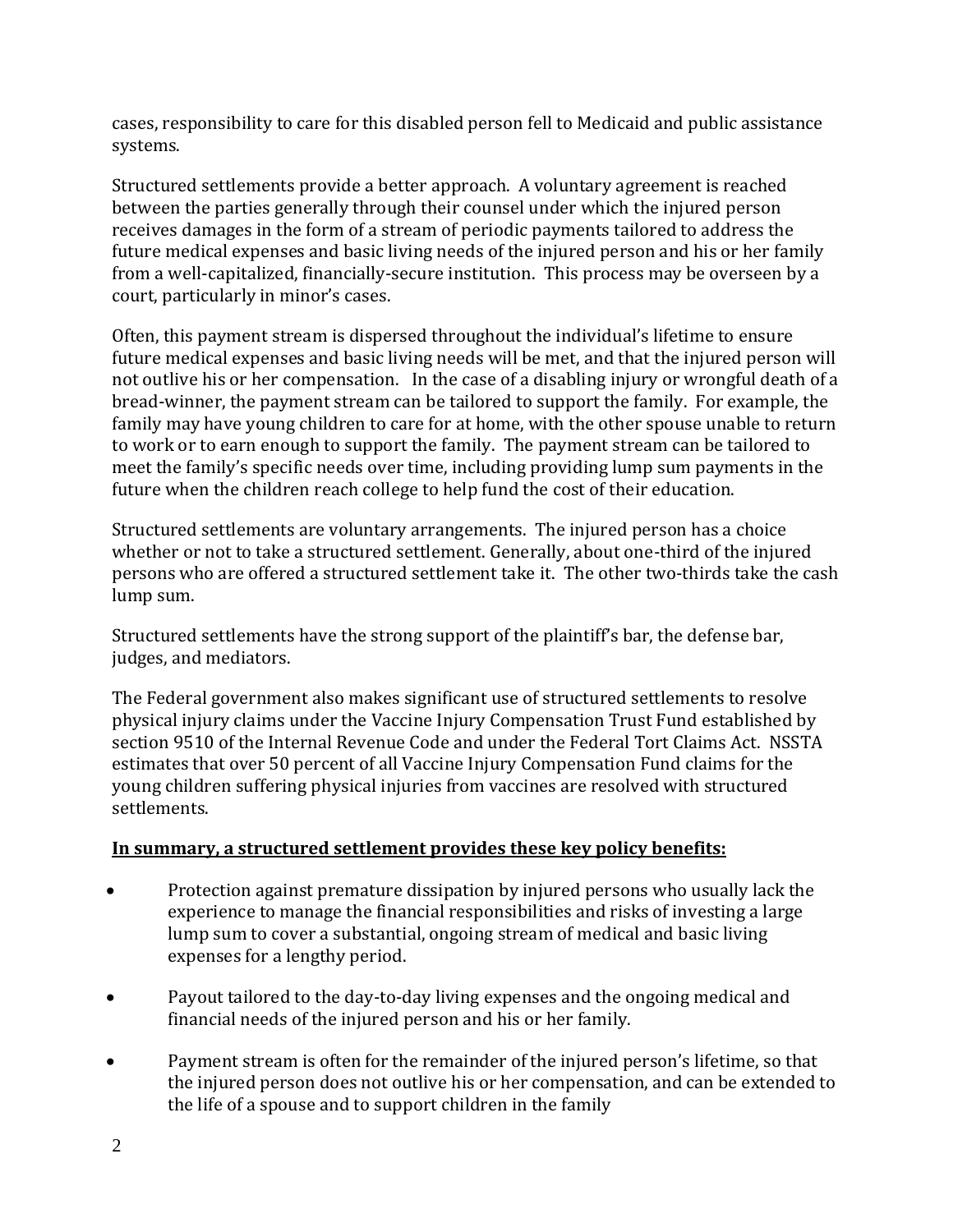cases, responsibility to care for this disabled person fell to Medicaid and public assistance systems.

Structured settlements provide a better approach. A voluntary agreement is reached between the parties generally through their counsel under which the injured person receives damages in the form of a stream of periodic payments tailored to address the future medical expenses and basic living needs of the injured person and his or her family from a well-capitalized, financially-secure institution. This process may be overseen by a court, particularly in minor's cases.

Often, this payment stream is dispersed throughout the individual's lifetime to ensure future medical expenses and basic living needs will be met, and that the injured person will not outlive his or her compensation. In the case of a disabling injury or wrongful death of a bread-winner, the payment stream can be tailored to support the family. For example, the family may have young children to care for at home, with the other spouse unable to return to work or to earn enough to support the family. The payment stream can be tailored to meet the family's specific needs over time, including providing lump sum payments in the future when the children reach college to help fund the cost of their education.

Structured settlements are voluntary arrangements. The injured person has a choice whether or not to take a structured settlement. Generally, about one-third of the injured persons who are offered a structured settlement take it. The other two-thirds take the cash lump sum.

Structured settlements have the strong support of the plaintiff's bar, the defense bar, judges, and mediators.

The Federal government also makes significant use of structured settlements to resolve physical injury claims under the Vaccine Injury Compensation Trust Fund established by section 9510 of the Internal Revenue Code and under the Federal Tort Claims Act. NSSTA estimates that over 50 percent of all Vaccine Injury Compensation Fund claims for the young children suffering physical injuries from vaccines are resolved with structured settlements.

**In summary, a structured settlement provides these key policy benefits:**

- Protection against premature dissipation by injured persons who usually lack the experience to manage the financial responsibilities and risks of investing a large lump sum to cover a substantial, ongoing stream of medical and basic living expenses for a lengthy period.
- Payout tailored to the day-to-day living expenses and the ongoing medical and financial needs of the injured person and his or her family.
- Payment stream is often for the remainder of the injured person's lifetime, so that the injured person does not outlive his or her compensation, and can be extended to the life of a spouse and to support children in the family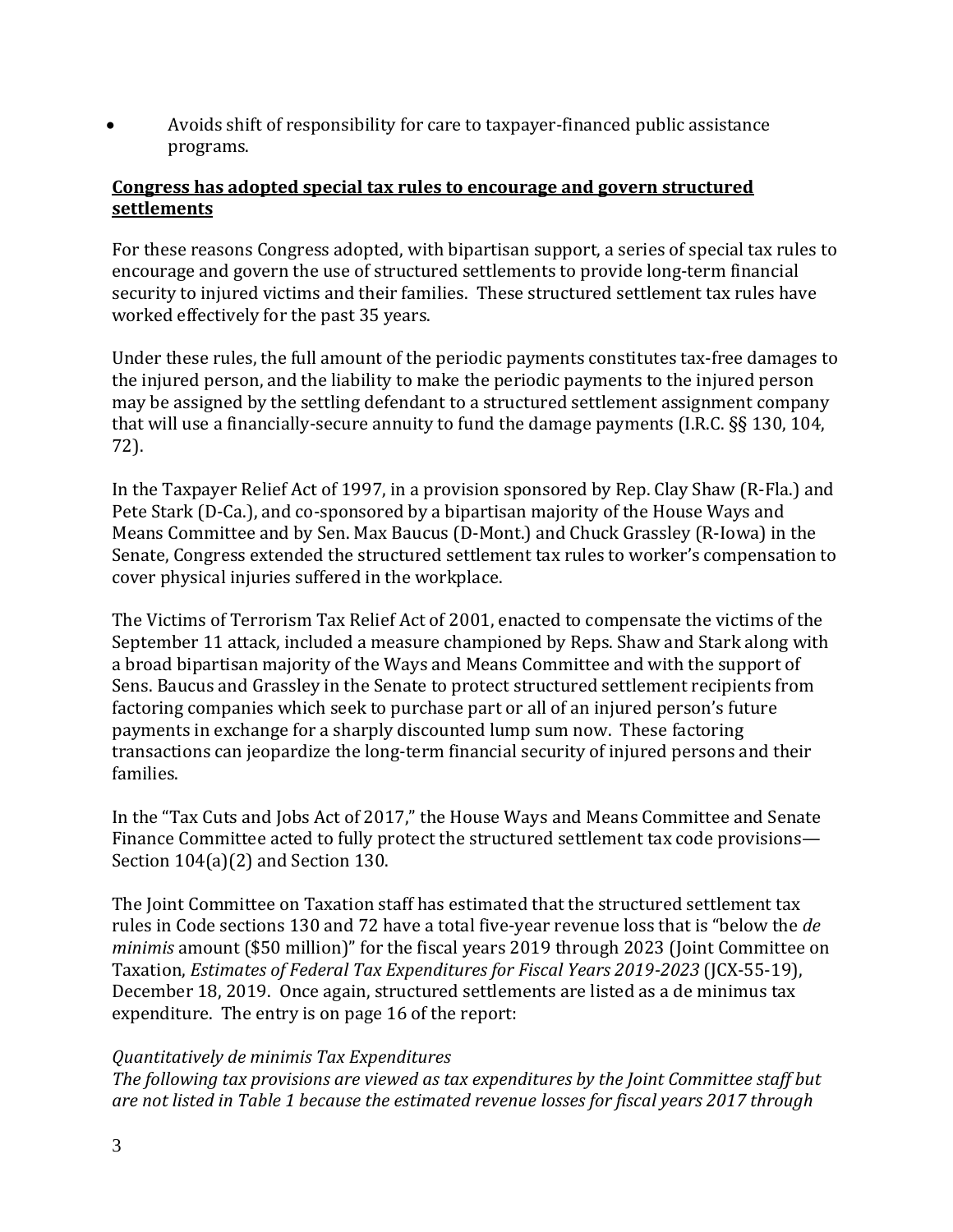- Avoids shift of responsibility for care to taxpayer-financed public assistance programs.

**<u>Congress has adopted special tax rules to encourage and govern structured settlements</u>**

For these reasons Congress adopted, with bipartisan support, a series of special tax rules to encourage and govern the use of structured settlements to provide long-term financial security to injured victims and their families. These structured settlement tax rules have worked effectively for the past 35 years.

Under these rules, the full amount of the periodic payments constitutes tax-free damages to the injured person, and the liability to make the periodic payments to the injured person may be assigned by the settling defendant to a structured settlement assignment company that will use a financially-secure annuity to fund the damage payments (I.R.C. §§ 130, 104, 72).

In the Taxpayer Relief Act of 1997, in a provision sponsored by Rep. Clay Shaw (R-Fla.) and Pete Stark (D-Ca.), and co-sponsored by a bipartisan majority of the House Ways and Means Committee and by Sen. Max Baucus (D-Mont.) and Chuck Grassley (R-Iowa) in the Senate, Congress extended the structured settlement tax rules to worker's compensation to cover physical injuries suffered in the workplace.

The Victims of Terrorism Tax Relief Act of 2001, enacted to compensate the victims of the September 11 attack, included a measure championed by Reps. Shaw and Stark along with a broad bipartisan majority of the Ways and Means Committee and with the support of Sens. Baucus and Grassley in the Senate to protect structured settlement recipients from factoring companies which seek to purchase part or all of an injured person's future payments in exchange for a sharply discounted lump sum now. These factoring transactions can jeopardize the long-term financial security of injured persons and their families.

In the "Tax Cuts and Jobs Act of 2017," the House Ways and Means Committee and Senate Finance Committee acted to fully protect the structured settlement tax code provisions— Section 104(a)(2) and Section 130.

The Joint Committee on Taxation staff has estimated that the structured settlement tax rules in Code sections 130 and 72 have a total five-year revenue loss that is "below the *de minimis* amount ($50 million)" for the fiscal years 2019 through 2023 (Joint Committee on Taxation, *Estimates of Federal Tax Expenditures for Fiscal Years 2019-2023* (JCX-55-19), December 18, 2019. Once again, structured settlements are listed as a de minimus tax expenditure. The entry is on page 16 of the report:

*Quantitatively de minimis Tax Expenditures*
*The following tax provisions are viewed as tax expenditures by the Joint Committee staff but are not listed in Table 1 because the estimated revenue losses for fiscal years 2017 through*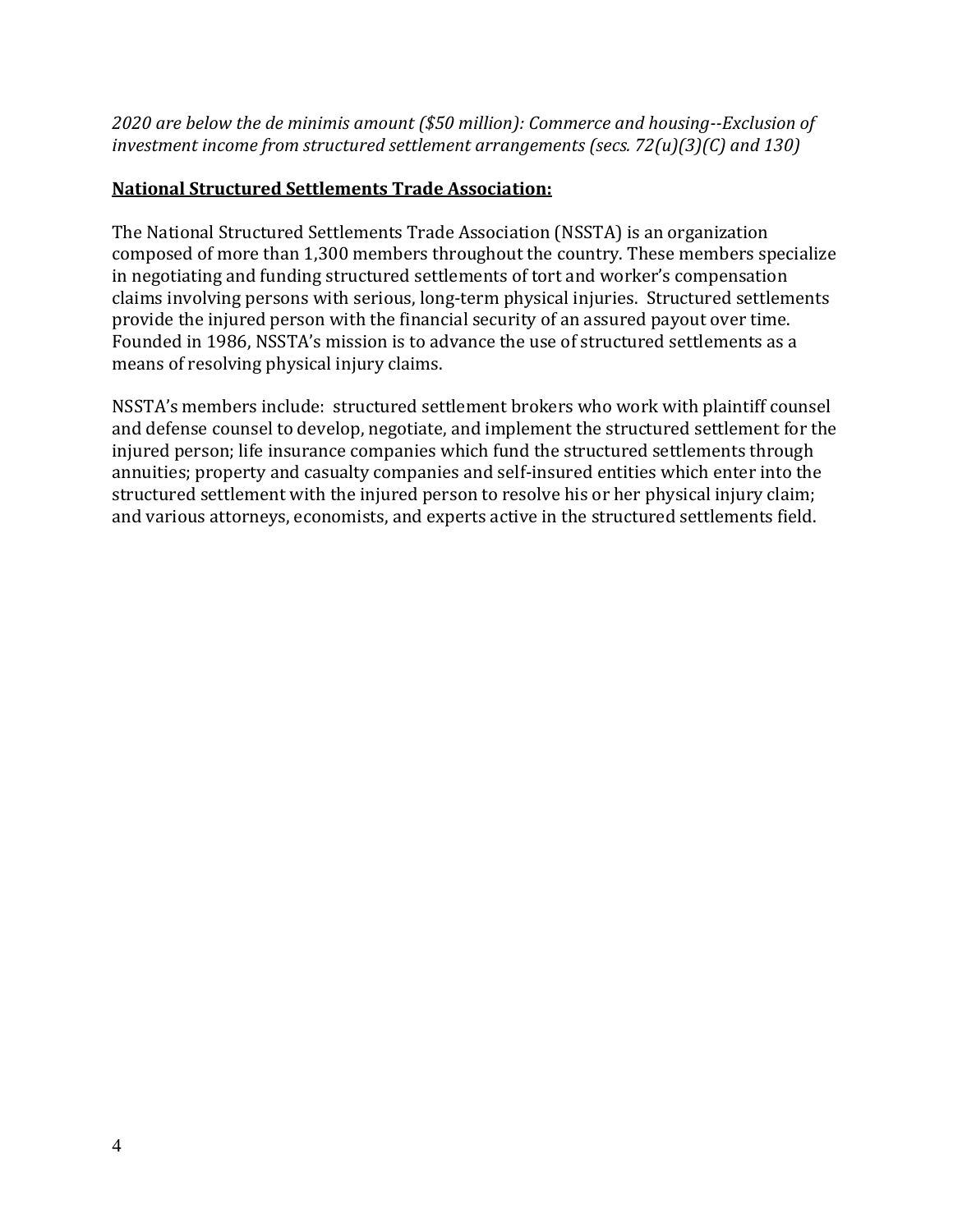*2020 are below the de minimis amount ($50 million): Commerce and housing--Exclusion of investment income from structured settlement arrangements (secs. 72(u)(3)(C) and 130)*

**National Structured Settlements Trade Association:**

The National Structured Settlements Trade Association (NSSTA) is an organization composed of more than 1,300 members throughout the country. These members specialize in negotiating and funding structured settlements of tort and worker's compensation claims involving persons with serious, long-term physical injuries. Structured settlements provide the injured person with the financial security of an assured payout over time. Founded in 1986, NSSTA's mission is to advance the use of structured settlements as a means of resolving physical injury claims.

NSSTA's members include: structured settlement brokers who work with plaintiff counsel and defense counsel to develop, negotiate, and implement the structured settlement for the injured person; life insurance companies which fund the structured settlements through annuities; property and casualty companies and self-insured entities which enter into the structured settlement with the injured person to resolve his or her physical injury claim; and various attorneys, economists, and experts active in the structured settlements field.